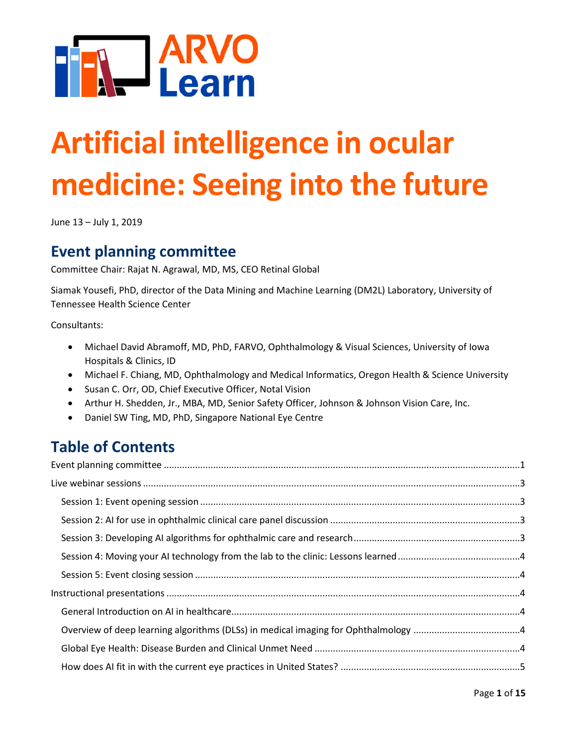ARVO Learn

# Artificial intelligence in ocular medicine: Seeing into the future

June 13 – July 1, 2019

## Event planning committee

Committee Chair: Rajat N. Agrawal, MD, MS, CEO Retinal Global

Siamak Yousefi, PhD, director of the Data Mining and Machine Learning (DM2L) Laboratory, University of Tennessee Health Science Center

Consultants:

- Michael David Abramoff, MD, PhD, FARVO, Ophthalmology & Visual Sciences, University of Iowa Hospitals & Clinics, ID
- Michael F. Chiang, MD, Ophthalmology and Medical Informatics, Oregon Health & Science University
- Susan C. Orr, OD, Chief Executive Officer, Notal Vision
- Arthur H. Shedden, Jr., MBA, MD, Senior Safety Officer, Johnson & Johnson Vision Care, Inc.
- Daniel SW Ting, MD, PhD, Singapore National Eye Centre

## Table of Contents

Event planning committee ....................................................1

Live webinar sessions ....................................................3

- Session 1: Event opening session ....................................................3
- Session 2: AI for use in ophthalmic clinical care panel discussion ....................................................3
- Session 3: Developing AI algorithms for ophthalmic care and research ....................................................3
- Session 4: Moving your AI technology from the lab to the clinic: Lessons learned ....................................................4
- Session 5: Event closing session ....................................................4

Instructional presentations ....................................................4

- General Introduction on AI in healthcare ....................................................4
- Overview of deep learning algorithms (DLSs) in medical imaging for Ophthalmology ....................................................4
- Global Eye Health: Disease Burden and Clinical Unmet Need ....................................................4
- How does AI fit in with the current eye practices in United States? ....................................................5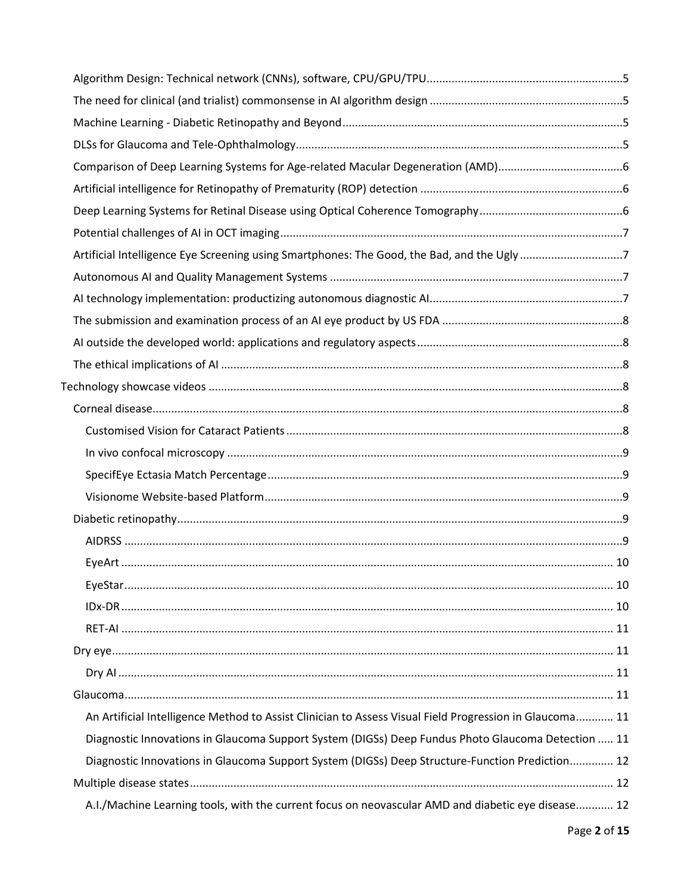Algorithm Design: Technical network (CNNs), software, CPU/GPU/TPU....5

The need for clinical (and trialist) commonsense in AI algorithm design....5

Machine Learning - Diabetic Retinopathy and Beyond....5

DLSs for Glaucoma and Tele-Ophthalmology....5

Comparison of Deep Learning Systems for Age-related Macular Degeneration (AMD)....6

Artificial intelligence for Retinopathy of Prematurity (ROP) detection....6

Deep Learning Systems for Retinal Disease using Optical Coherence Tomography....6

Potential challenges of AI in OCT imaging....7

Artificial Intelligence Eye Screening using Smartphones: The Good, the Bad, and the Ugly....7

Autonomous AI and Quality Management Systems....7

AI technology implementation: productizing autonomous diagnostic AI....7

The submission and examination process of an AI eye product by US FDA....8

AI outside the developed world: applications and regulatory aspects....8

The ethical implications of AI....8

Technology showcase videos....8

Corneal disease....8

Customised Vision for Cataract Patients....8

In vivo confocal microscopy....9

SpecifEye Ectasia Match Percentage....9

Visionome Website-based Platform....9

Diabetic retinopathy....9

AIDRSS....9

EyeArt....10

EyeStar....10

IDx-DR....10

RET-AI....11

Dry eye....11

Dry AI....11

Glaucoma....11

An Artificial Intelligence Method to Assist Clinician to Assess Visual Field Progression in Glaucoma....11

Diagnostic Innovations in Glaucoma Support System (DIGSs) Deep Fundus Photo Glaucoma Detection....11

Diagnostic Innovations in Glaucoma Support System (DIGSs) Deep Structure-Function Prediction....12

Multiple disease states....12

A.I./Machine Learning tools, with the current focus on neovascular AMD and diabetic eye disease....12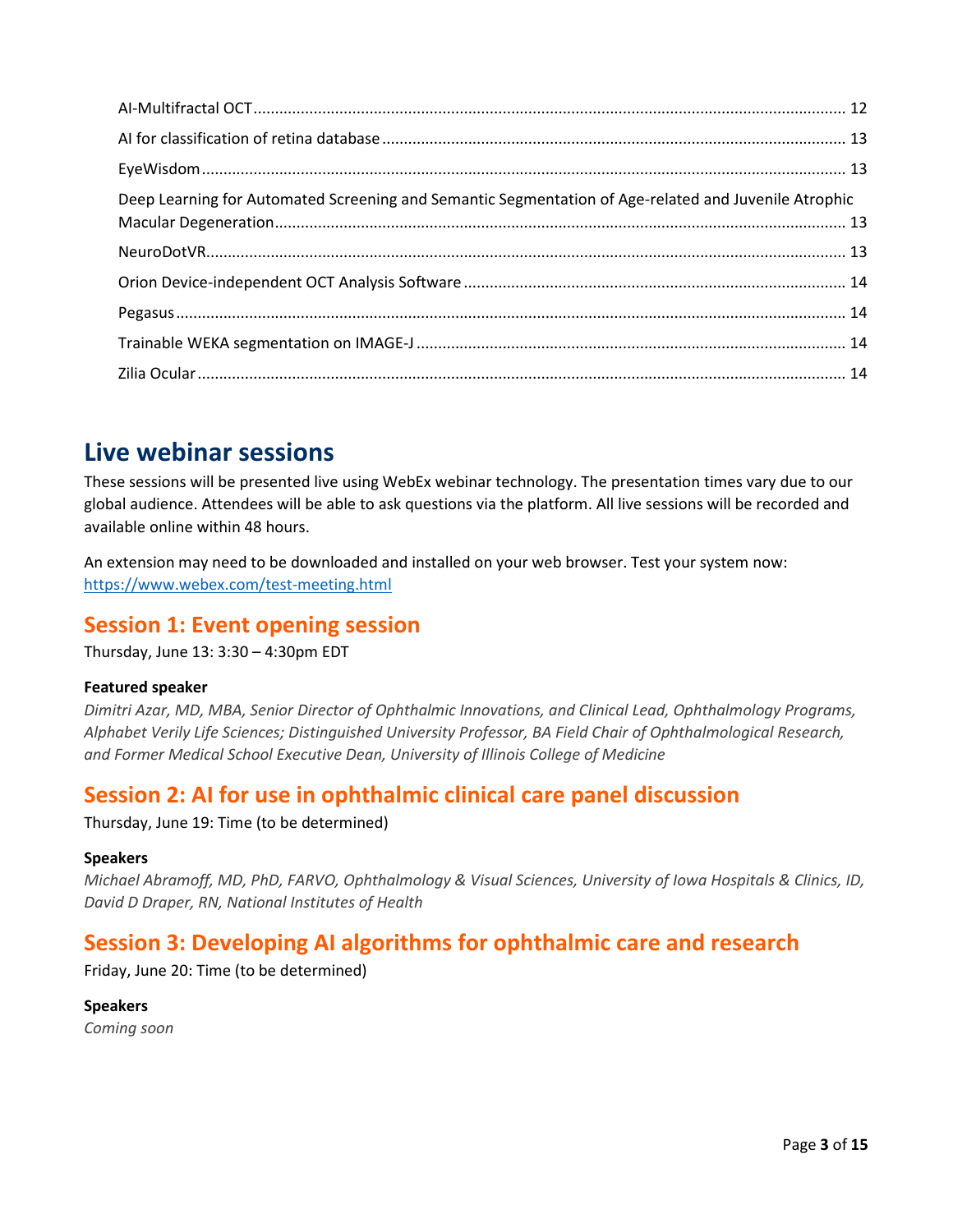AI-Multifractal OCT ........................................................ 12

AI for classification of retina database ........................................................ 13

EyeWisdom ........................................................ 13

Deep Learning for Automated Screening and Semantic Segmentation of Age-related and Juvenile Atrophic Macular Degeneration ........................................................ 13

NeuroDotVR ........................................................ 13

Orion Device-independent OCT Analysis Software ........................................................ 14

Pegasus ........................................................ 14

Trainable WEKA segmentation on IMAGE-J ........................................................ 14

Zilia Ocular ........................................................ 14

# Live webinar sessions

These sessions will be presented live using WebEx webinar technology. The presentation times vary due to our global audience. Attendees will be able to ask questions via the platform. All live sessions will be recorded and available online within 48 hours.

An extension may need to be downloaded and installed on your web browser. Test your system now: https://www.webex.com/test-meeting.html

## Session 1: Event opening session

Thursday, June 13: 3:30 – 4:30pm EDT

**Featured speaker**

*Dimitri Azar, MD, MBA, Senior Director of Ophthalmic Innovations, and Clinical Lead, Ophthalmology Programs, Alphabet Verily Life Sciences; Distinguished University Professor, BA Field Chair of Ophthalmological Research, and Former Medical School Executive Dean, University of Illinois College of Medicine*

## Session 2: AI for use in ophthalmic clinical care panel discussion

Thursday, June 19: Time (to be determined)

**Speakers**

*Michael Abramoff, MD, PhD, FARVO, Ophthalmology & Visual Sciences, University of Iowa Hospitals & Clinics, ID, David D Draper, RN, National Institutes of Health*

## Session 3: Developing AI algorithms for ophthalmic care and research

Friday, June 20: Time (to be determined)

**Speakers**

*Coming soon*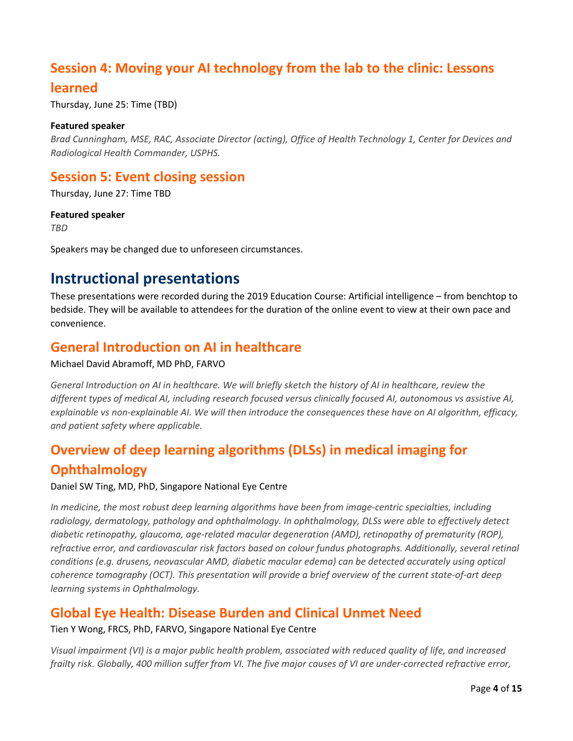## Session 4: Moving your AI technology from the lab to the clinic: Lessons learned

Thursday, June 25: Time (TBD)

**Featured speaker**

*Brad Cunningham, MSE, RAC, Associate Director (acting), Office of Health Technology 1, Center for Devices and Radiological Health Commander, USPHS.*

## Session 5: Event closing session

Thursday, June 27: Time TBD

**Featured speaker**

*TBD*

Speakers may be changed due to unforeseen circumstances.

# Instructional presentations

These presentations were recorded during the 2019 Education Course: Artificial intelligence – from benchtop to bedside. They will be available to attendees for the duration of the online event to view at their own pace and convenience.

## General Introduction on AI in healthcare

Michael David Abramoff, MD PhD, FARVO

*General Introduction on AI in healthcare. We will briefly sketch the history of AI in healthcare, review the different types of medical AI, including research focused versus clinically focused AI, autonomous vs assistive AI, explainable vs non-explainable AI. We will then introduce the consequences these have on AI algorithm, efficacy, and patient safety where applicable.*

## Overview of deep learning algorithms (DLSs) in medical imaging for Ophthalmology

Daniel SW Ting, MD, PhD, Singapore National Eye Centre

*In medicine, the most robust deep learning algorithms have been from image-centric specialties, including radiology, dermatology, pathology and ophthalmology. In ophthalmology, DLSs were able to effectively detect diabetic retinopathy, glaucoma, age-related macular degeneration (AMD), retinopathy of prematurity (ROP), refractive error, and cardiovascular risk factors based on colour fundus photographs. Additionally, several retinal conditions (e.g. drusens, neovascular AMD, diabetic macular edema) can be detected accurately using optical coherence tomography (OCT). This presentation will provide a brief overview of the current state-of-art deep learning systems in Ophthalmology.*

## Global Eye Health: Disease Burden and Clinical Unmet Need

Tien Y Wong, FRCS, PhD, FARVO, Singapore National Eye Centre

*Visual impairment (VI) is a major public health problem, associated with reduced quality of life, and increased frailty risk. Globally, 400 million suffer from VI. The five major causes of VI are under-corrected refractive error,*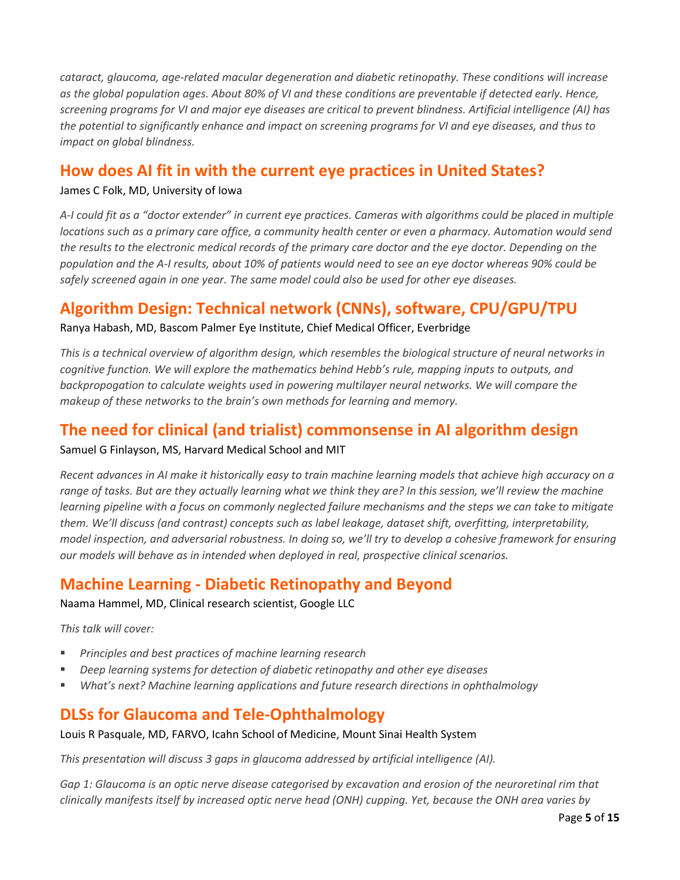*cataract, glaucoma, age-related macular degeneration and diabetic retinopathy. These conditions will increase as the global population ages. About 80% of VI and these conditions are preventable if detected early. Hence, screening programs for VI and major eye diseases are critical to prevent blindness. Artificial intelligence (AI) has the potential to significantly enhance and impact on screening programs for VI and eye diseases, and thus to impact on global blindness.*

## How does AI fit in with the current eye practices in United States?

James C Folk, MD, University of Iowa

*A-I could fit as a "doctor extender" in current eye practices. Cameras with algorithms could be placed in multiple locations such as a primary care office, a community health center or even a pharmacy. Automation would send the results to the electronic medical records of the primary care doctor and the eye doctor. Depending on the population and the A-I results, about 10% of patients would need to see an eye doctor whereas 90% could be safely screened again in one year. The same model could also be used for other eye diseases.*

## Algorithm Design: Technical network (CNNs), software, CPU/GPU/TPU

Ranya Habash, MD, Bascom Palmer Eye Institute, Chief Medical Officer, Everbridge

*This is a technical overview of algorithm design, which resembles the biological structure of neural networks in cognitive function. We will explore the mathematics behind Hebb's rule, mapping inputs to outputs, and backpropogation to calculate weights used in powering multilayer neural networks. We will compare the makeup of these networks to the brain's own methods for learning and memory.*

## The need for clinical (and trialist) commonsense in AI algorithm design

Samuel G Finlayson, MS, Harvard Medical School and MIT

*Recent advances in AI make it historically easy to train machine learning models that achieve high accuracy on a range of tasks. But are they actually learning what we think they are? In this session, we'll review the machine learning pipeline with a focus on commonly neglected failure mechanisms and the steps we can take to mitigate them. We'll discuss (and contrast) concepts such as label leakage, dataset shift, overfitting, interpretability, model inspection, and adversarial robustness. In doing so, we'll try to develop a cohesive framework for ensuring our models will behave as in intended when deployed in real, prospective clinical scenarios.*

## Machine Learning - Diabetic Retinopathy and Beyond

Naama Hammel, MD, Clinical research scientist, Google LLC

*This talk will cover:*

- *Principles and best practices of machine learning research*
- *Deep learning systems for detection of diabetic retinopathy and other eye diseases*
- *What's next? Machine learning applications and future research directions in ophthalmology*

## DLSs for Glaucoma and Tele-Ophthalmology

Louis R Pasquale, MD, FARVO, Icahn School of Medicine, Mount Sinai Health System

*This presentation will discuss 3 gaps in glaucoma addressed by artificial intelligence (AI).*

*Gap 1: Glaucoma is an optic nerve disease categorised by excavation and erosion of the neuroretinal rim that clinically manifests itself by increased optic nerve head (ONH) cupping. Yet, because the ONH area varies by*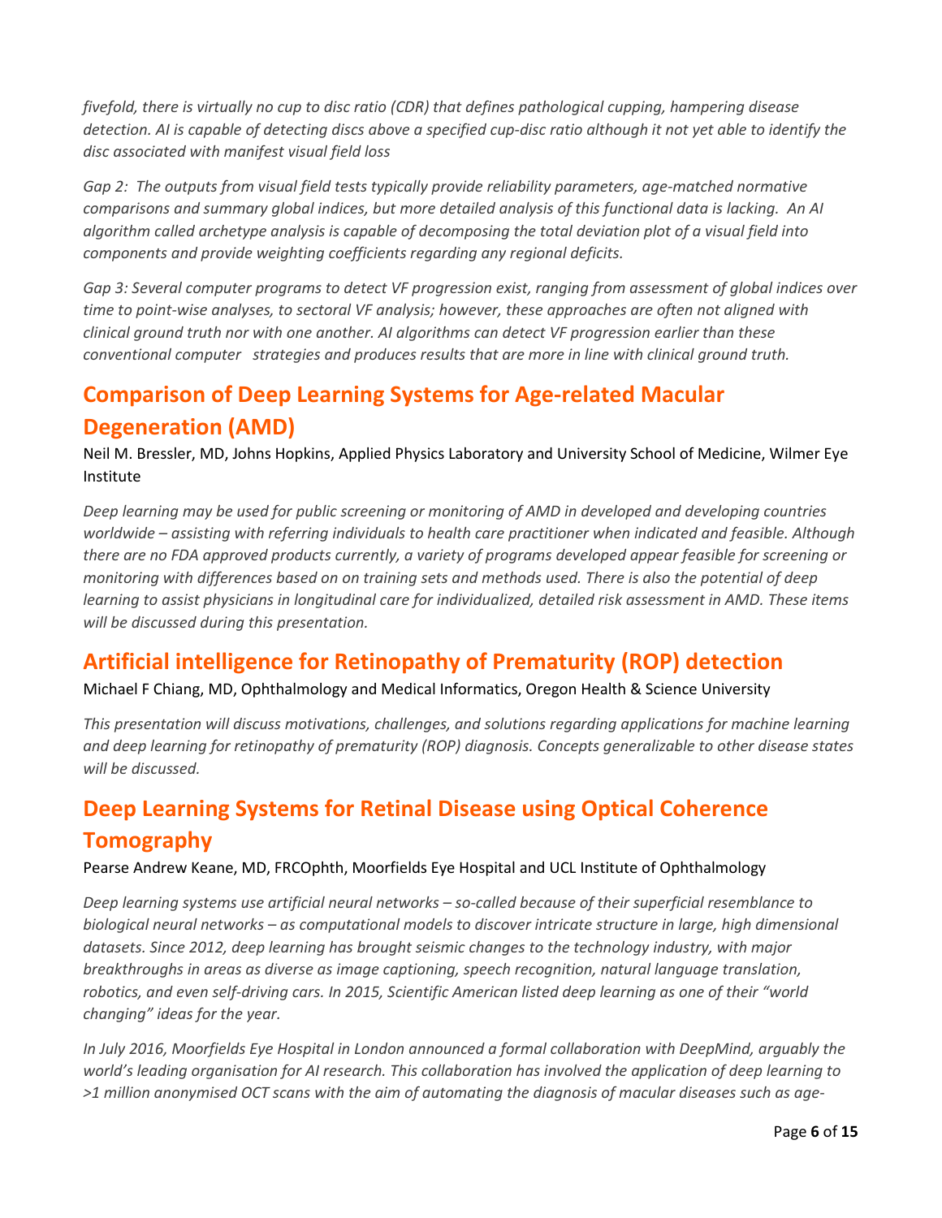*fivefold, there is virtually no cup to disc ratio (CDR) that defines pathological cupping, hampering disease detection. AI is capable of detecting discs above a specified cup-disc ratio although it not yet able to identify the disc associated with manifest visual field loss*

*Gap 2: The outputs from visual field tests typically provide reliability parameters, age-matched normative comparisons and summary global indices, but more detailed analysis of this functional data is lacking. An AI algorithm called archetype analysis is capable of decomposing the total deviation plot of a visual field into components and provide weighting coefficients regarding any regional deficits.*

*Gap 3: Several computer programs to detect VF progression exist, ranging from assessment of global indices over time to point-wise analyses, to sectoral VF analysis; however, these approaches are often not aligned with clinical ground truth nor with one another. AI algorithms can detect VF progression earlier than these conventional computer strategies and produces results that are more in line with clinical ground truth.*

## Comparison of Deep Learning Systems for Age-related Macular Degeneration (AMD)

Neil M. Bressler, MD, Johns Hopkins, Applied Physics Laboratory and University School of Medicine, Wilmer Eye Institute

*Deep learning may be used for public screening or monitoring of AMD in developed and developing countries worldwide – assisting with referring individuals to health care practitioner when indicated and feasible. Although there are no FDA approved products currently, a variety of programs developed appear feasible for screening or monitoring with differences based on on training sets and methods used. There is also the potential of deep learning to assist physicians in longitudinal care for individualized, detailed risk assessment in AMD. These items will be discussed during this presentation.*

## Artificial intelligence for Retinopathy of Prematurity (ROP) detection

Michael F Chiang, MD, Ophthalmology and Medical Informatics, Oregon Health & Science University

*This presentation will discuss motivations, challenges, and solutions regarding applications for machine learning and deep learning for retinopathy of prematurity (ROP) diagnosis. Concepts generalizable to other disease states will be discussed.*

## Deep Learning Systems for Retinal Disease using Optical Coherence Tomography

Pearse Andrew Keane, MD, FRCOphth, Moorfields Eye Hospital and UCL Institute of Ophthalmology

*Deep learning systems use artificial neural networks – so-called because of their superficial resemblance to biological neural networks – as computational models to discover intricate structure in large, high dimensional datasets. Since 2012, deep learning has brought seismic changes to the technology industry, with major breakthroughs in areas as diverse as image captioning, speech recognition, natural language translation, robotics, and even self-driving cars. In 2015, Scientific American listed deep learning as one of their "world changing" ideas for the year.*

*In July 2016, Moorfields Eye Hospital in London announced a formal collaboration with DeepMind, arguably the world's leading organisation for AI research. This collaboration has involved the application of deep learning to >1 million anonymised OCT scans with the aim of automating the diagnosis of macular diseases such as age-*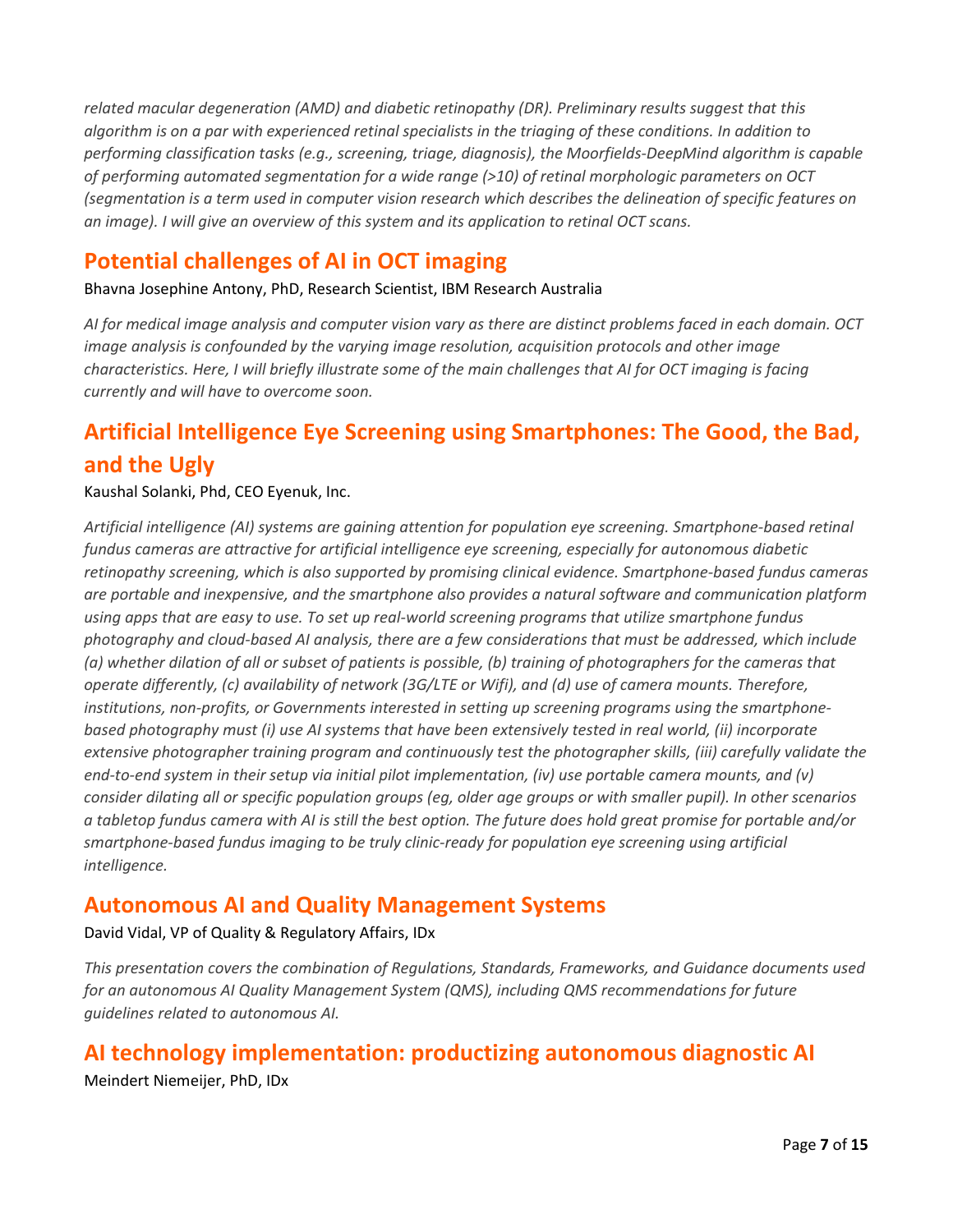*related macular degeneration (AMD) and diabetic retinopathy (DR). Preliminary results suggest that this algorithm is on a par with experienced retinal specialists in the triaging of these conditions. In addition to performing classification tasks (e.g., screening, triage, diagnosis), the Moorfields-DeepMind algorithm is capable of performing automated segmentation for a wide range (>10) of retinal morphologic parameters on OCT (segmentation is a term used in computer vision research which describes the delineation of specific features on an image). I will give an overview of this system and its application to retinal OCT scans.*

## Potential challenges of AI in OCT imaging

Bhavna Josephine Antony, PhD, Research Scientist, IBM Research Australia

*AI for medical image analysis and computer vision vary as there are distinct problems faced in each domain. OCT image analysis is confounded by the varying image resolution, acquisition protocols and other image characteristics. Here, I will briefly illustrate some of the main challenges that AI for OCT imaging is facing currently and will have to overcome soon.*

## Artificial Intelligence Eye Screening using Smartphones: The Good, the Bad, and the Ugly

Kaushal Solanki, Phd, CEO Eyenuk, Inc.

*Artificial intelligence (AI) systems are gaining attention for population eye screening. Smartphone-based retinal fundus cameras are attractive for artificial intelligence eye screening, especially for autonomous diabetic retinopathy screening, which is also supported by promising clinical evidence. Smartphone-based fundus cameras are portable and inexpensive, and the smartphone also provides a natural software and communication platform using apps that are easy to use. To set up real-world screening programs that utilize smartphone fundus photography and cloud-based AI analysis, there are a few considerations that must be addressed, which include (a) whether dilation of all or subset of patients is possible, (b) training of photographers for the cameras that operate differently, (c) availability of network (3G/LTE or Wifi), and (d) use of camera mounts. Therefore, institutions, non-profits, or Governments interested in setting up screening programs using the smartphone-based photography must (i) use AI systems that have been extensively tested in real world, (ii) incorporate extensive photographer training program and continuously test the photographer skills, (iii) carefully validate the end-to-end system in their setup via initial pilot implementation, (iv) use portable camera mounts, and (v) consider dilating all or specific population groups (eg, older age groups or with smaller pupil). In other scenarios a tabletop fundus camera with AI is still the best option. The future does hold great promise for portable and/or smartphone-based fundus imaging to be truly clinic-ready for population eye screening using artificial intelligence.*

## Autonomous AI and Quality Management Systems

David Vidal, VP of Quality & Regulatory Affairs, IDx

*This presentation covers the combination of Regulations, Standards, Frameworks, and Guidance documents used for an autonomous AI Quality Management System (QMS), including QMS recommendations for future guidelines related to autonomous AI.*

## AI technology implementation: productizing autonomous diagnostic AI

Meindert Niemeijer, PhD, IDx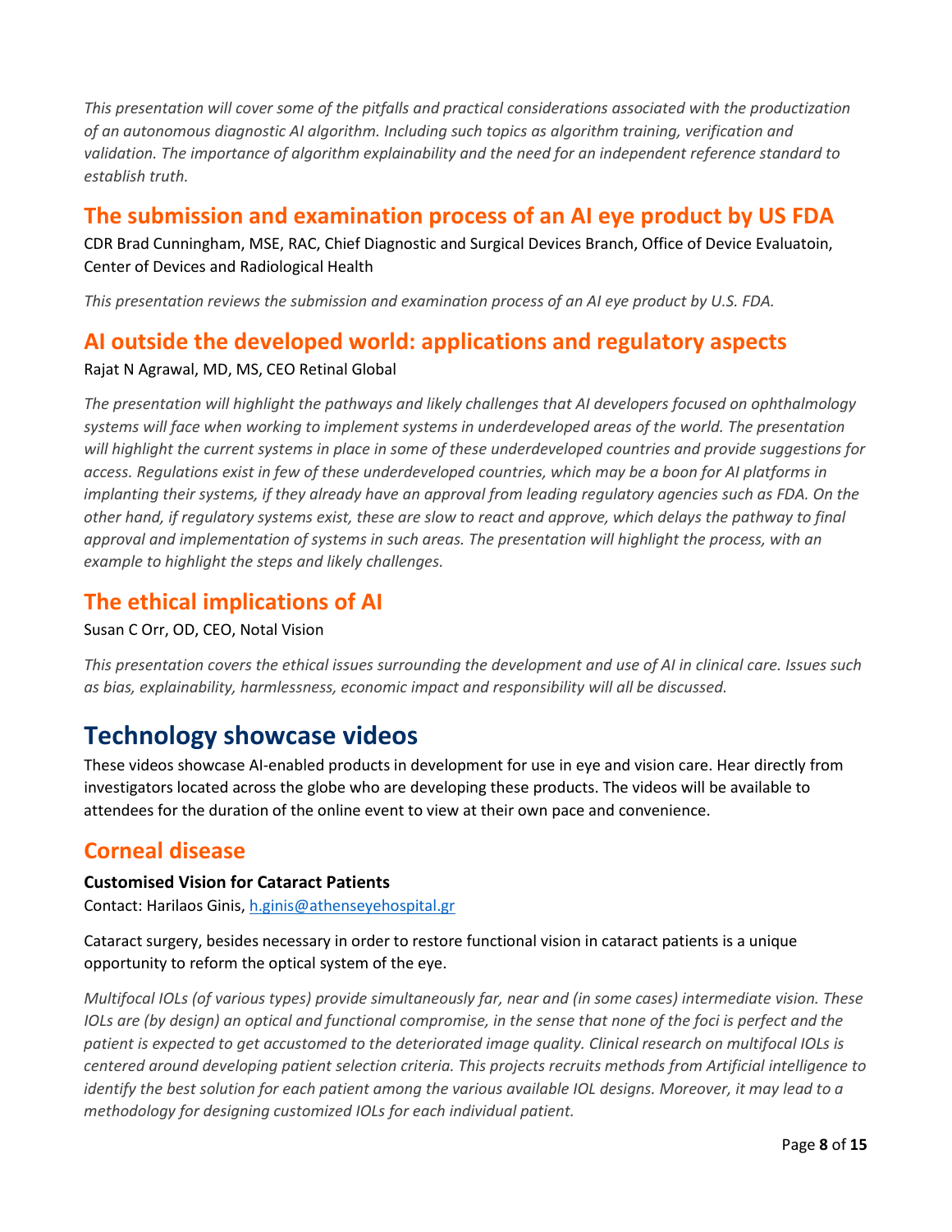*This presentation will cover some of the pitfalls and practical considerations associated with the productization of an autonomous diagnostic AI algorithm. Including such topics as algorithm training, verification and validation. The importance of algorithm explainability and the need for an independent reference standard to establish truth.*

## The submission and examination process of an AI eye product by US FDA

CDR Brad Cunningham, MSE, RAC, Chief Diagnostic and Surgical Devices Branch, Office of Device Evaluatoin, Center of Devices and Radiological Health

*This presentation reviews the submission and examination process of an AI eye product by U.S. FDA.*

## AI outside the developed world: applications and regulatory aspects

Rajat N Agrawal, MD, MS, CEO Retinal Global

*The presentation will highlight the pathways and likely challenges that AI developers focused on ophthalmology systems will face when working to implement systems in underdeveloped areas of the world. The presentation will highlight the current systems in place in some of these underdeveloped countries and provide suggestions for access. Regulations exist in few of these underdeveloped countries, which may be a boon for AI platforms in implanting their systems, if they already have an approval from leading regulatory agencies such as FDA. On the other hand, if regulatory systems exist, these are slow to react and approve, which delays the pathway to final approval and implementation of systems in such areas. The presentation will highlight the process, with an example to highlight the steps and likely challenges.*

## The ethical implications of AI

Susan C Orr, OD, CEO, Notal Vision

*This presentation covers the ethical issues surrounding the development and use of AI in clinical care. Issues such as bias, explainability, harmlessness, economic impact and responsibility will all be discussed.*

# Technology showcase videos

These videos showcase AI-enabled products in development for use in eye and vision care. Hear directly from investigators located across the globe who are developing these products. The videos will be available to attendees for the duration of the online event to view at their own pace and convenience.

## Corneal disease

**Customised Vision for Cataract Patients**

Contact: Harilaos Ginis, h.ginis@athenseyehospital.gr

Cataract surgery, besides necessary in order to restore functional vision in cataract patients is a unique opportunity to reform the optical system of the eye.

*Multifocal IOLs (of various types) provide simultaneously far, near and (in some cases) intermediate vision. These IOLs are (by design) an optical and functional compromise, in the sense that none of the foci is perfect and the patient is expected to get accustomed to the deteriorated image quality. Clinical research on multifocal IOLs is centered around developing patient selection criteria. This projects recruits methods from Artificial intelligence to identify the best solution for each patient among the various available IOL designs. Moreover, it may lead to a methodology for designing customized IOLs for each individual patient.*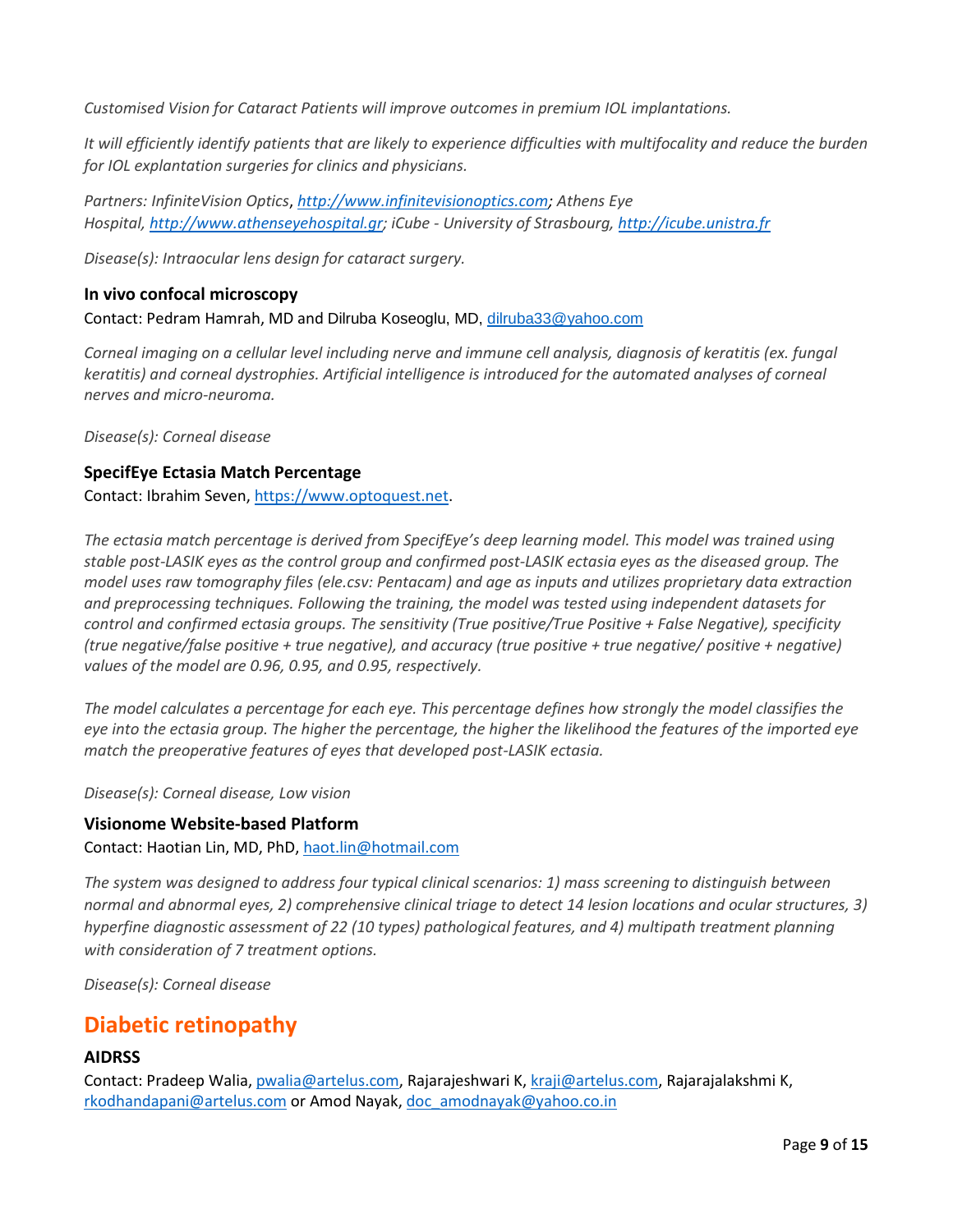*Customised Vision for Cataract Patients will improve outcomes in premium IOL implantations.*

*It will efficiently identify patients that are likely to experience difficulties with multifocality and reduce the burden for IOL explantation surgeries for clinics and physicians.*

*Partners: InfiniteVision Optics, http://www.infinitevisionoptics.com; Athens Eye Hospital, http://www.athenseyehospital.gr; iCube - University of Strasbourg, http://icube.unistra.fr*

*Disease(s): Intraocular lens design for cataract surgery.*

### In vivo confocal microscopy

Contact: Pedram Hamrah, MD and Dilruba Koseoglu, MD, dilruba33@yahoo.com

*Corneal imaging on a cellular level including nerve and immune cell analysis, diagnosis of keratitis (ex. fungal keratitis) and corneal dystrophies. Artificial intelligence is introduced for the automated analyses of corneal nerves and micro-neuroma.*

*Disease(s): Corneal disease*

### SpecifEye Ectasia Match Percentage

Contact: Ibrahim Seven, https://www.optoquest.net.

*The ectasia match percentage is derived from SpecifEye's deep learning model. This model was trained using stable post-LASIK eyes as the control group and confirmed post-LASIK ectasia eyes as the diseased group. The model uses raw tomography files (ele.csv: Pentacam) and age as inputs and utilizes proprietary data extraction and preprocessing techniques. Following the training, the model was tested using independent datasets for control and confirmed ectasia groups. The sensitivity (True positive/True Positive + False Negative), specificity (true negative/false positive + true negative), and accuracy (true positive + true negative/ positive + negative) values of the model are 0.96, 0.95, and 0.95, respectively.*

*The model calculates a percentage for each eye. This percentage defines how strongly the model classifies the eye into the ectasia group. The higher the percentage, the higher the likelihood the features of the imported eye match the preoperative features of eyes that developed post-LASIK ectasia.*

*Disease(s): Corneal disease, Low vision*

### Visionome Website-based Platform

Contact: Haotian Lin, MD, PhD, haot.lin@hotmail.com

*The system was designed to address four typical clinical scenarios: 1) mass screening to distinguish between normal and abnormal eyes, 2) comprehensive clinical triage to detect 14 lesion locations and ocular structures, 3) hyperfine diagnostic assessment of 22 (10 types) pathological features, and 4) multipath treatment planning with consideration of 7 treatment options.*

*Disease(s): Corneal disease*

## Diabetic retinopathy

### AIDRSS

Contact: Pradeep Walia, pwalia@artelus.com, Rajarajeshwari K, kraji@artelus.com, Rajarajalakshmi K, rkodhandapani@artelus.com or Amod Nayak, doc_amodnayak@yahoo.co.in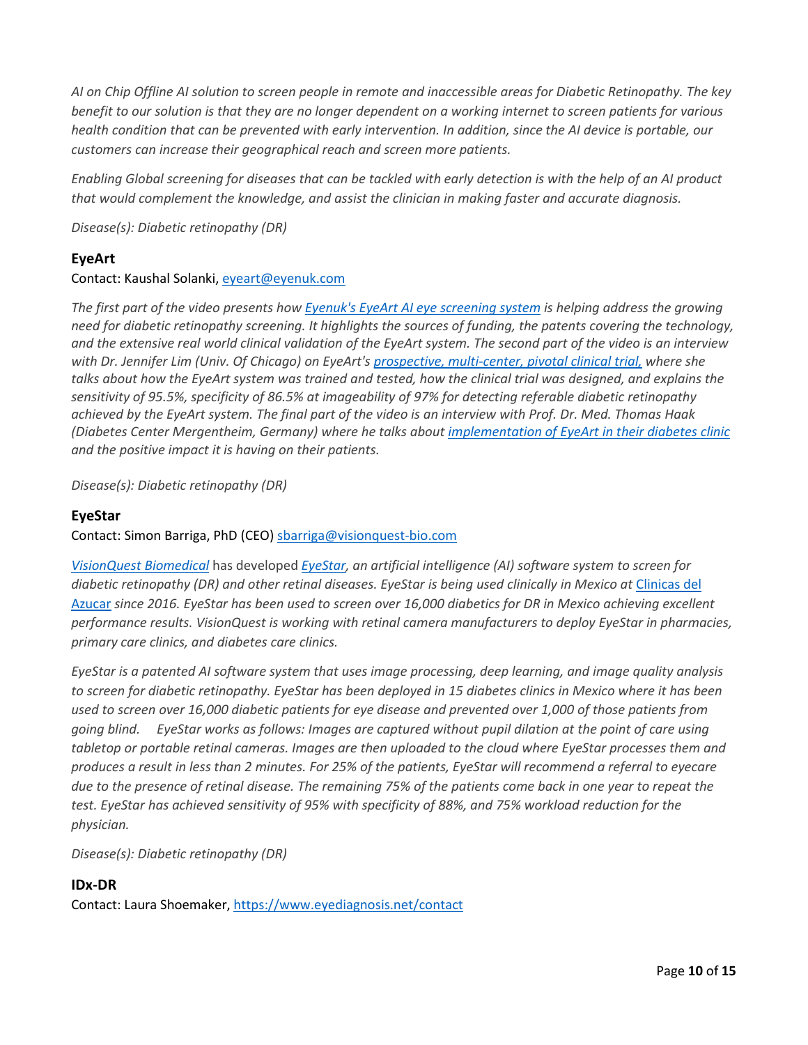*AI on Chip Offline AI solution to screen people in remote and inaccessible areas for Diabetic Retinopathy. The key benefit to our solution is that they are no longer dependent on a working internet to screen patients for various health condition that can be prevented with early intervention. In addition, since the AI device is portable, our customers can increase their geographical reach and screen more patients.*

*Enabling Global screening for diseases that can be tackled with early detection is with the help of an AI product that would complement the knowledge, and assist the clinician in making faster and accurate diagnosis.*

*Disease(s): Diabetic retinopathy (DR)*

### EyeArt

Contact: Kaushal Solanki, eyeart@eyenuk.com

*The first part of the video presents how Eyenuk's EyeArt AI eye screening system is helping address the growing need for diabetic retinopathy screening. It highlights the sources of funding, the patents covering the technology, and the extensive real world clinical validation of the EyeArt system. The second part of the video is an interview with Dr. Jennifer Lim (Univ. Of Chicago) on EyeArt's prospective, multi-center, pivotal clinical trial, where she talks about how the EyeArt system was trained and tested, how the clinical trial was designed, and explains the sensitivity of 95.5%, specificity of 86.5% at imageability of 97% for detecting referable diabetic retinopathy achieved by the EyeArt system. The final part of the video is an interview with Prof. Dr. Med. Thomas Haak (Diabetes Center Mergentheim, Germany) where he talks about implementation of EyeArt in their diabetes clinic and the positive impact it is having on their patients.*

*Disease(s): Diabetic retinopathy (DR)*

### EyeStar

Contact: Simon Barriga, PhD (CEO) sbarriga@visionquest-bio.com

*VisionQuest Biomedical has developed EyeStar, an artificial intelligence (AI) software system to screen for diabetic retinopathy (DR) and other retinal diseases. EyeStar is being used clinically in Mexico at* Clinicas del Azucar *since 2016. EyeStar has been used to screen over 16,000 diabetics for DR in Mexico achieving excellent performance results. VisionQuest is working with retinal camera manufacturers to deploy EyeStar in pharmacies, primary care clinics, and diabetes care clinics.*

*EyeStar is a patented AI software system that uses image processing, deep learning, and image quality analysis to screen for diabetic retinopathy. EyeStar has been deployed in 15 diabetes clinics in Mexico where it has been used to screen over 16,000 diabetic patients for eye disease and prevented over 1,000 of those patients from going blind. EyeStar works as follows: Images are captured without pupil dilation at the point of care using tabletop or portable retinal cameras. Images are then uploaded to the cloud where EyeStar processes them and produces a result in less than 2 minutes. For 25% of the patients, EyeStar will recommend a referral to eyecare due to the presence of retinal disease. The remaining 75% of the patients come back in one year to repeat the test. EyeStar has achieved sensitivity of 95% with specificity of 88%, and 75% workload reduction for the physician.*

*Disease(s): Diabetic retinopathy (DR)*

### IDx-DR

Contact: Laura Shoemaker, https://www.eyediagnosis.net/contact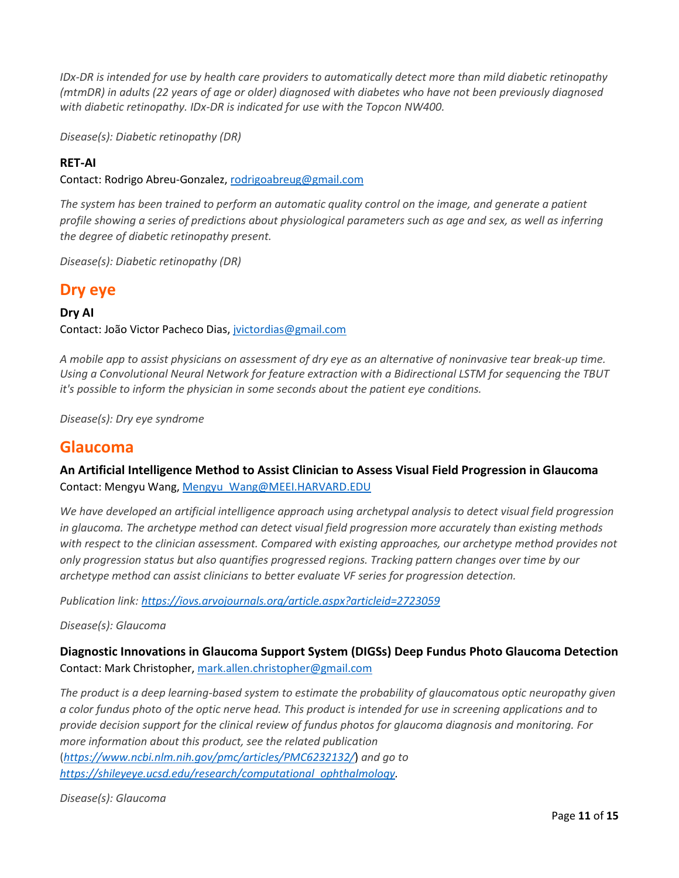*IDx-DR is intended for use by health care providers to automatically detect more than mild diabetic retinopathy (mtmDR) in adults (22 years of age or older) diagnosed with diabetes who have not been previously diagnosed with diabetic retinopathy. IDx-DR is indicated for use with the Topcon NW400.*

*Disease(s): Diabetic retinopathy (DR)*

### RET-AI

Contact: Rodrigo Abreu-Gonzalez, [rodrigoabreug@gmail.com](mailto:rodrigoabreug@gmail.com)

*The system has been trained to perform an automatic quality control on the image, and generate a patient profile showing a series of predictions about physiological parameters such as age and sex, as well as inferring the degree of diabetic retinopathy present.*

*Disease(s): Diabetic retinopathy (DR)*

## Dry eye

### Dry AI

Contact: João Victor Pacheco Dias, [jvictordias@gmail.com](mailto:jvictordias@gmail.com)

*A mobile app to assist physicians on assessment of dry eye as an alternative of noninvasive tear break-up time. Using a Convolutional Neural Network for feature extraction with a Bidirectional LSTM for sequencing the TBUT it's possible to inform the physician in some seconds about the patient eye conditions.*

*Disease(s): Dry eye syndrome*

## Glaucoma

### An Artificial Intelligence Method to Assist Clinician to Assess Visual Field Progression in Glaucoma

Contact: Mengyu Wang, [Mengyu_Wang@MEEI.HARVARD.EDU](mailto:Mengyu_Wang@MEEI.HARVARD.EDU)

*We have developed an artificial intelligence approach using archetypal analysis to detect visual field progression in glaucoma. The archetype method can detect visual field progression more accurately than existing methods with respect to the clinician assessment. Compared with existing approaches, our archetype method provides not only progression status but also quantifies progressed regions. Tracking pattern changes over time by our archetype method can assist clinicians to better evaluate VF series for progression detection.*

*Publication link: [https://iovs.arvojournals.org/article.aspx?articleid=2723059](https://iovs.arvojournals.org/article.aspx?articleid=2723059)*

*Disease(s): Glaucoma*

### Diagnostic Innovations in Glaucoma Support System (DIGSs) Deep Fundus Photo Glaucoma Detection

Contact: Mark Christopher, [mark.allen.christopher@gmail.com](mailto:mark.allen.christopher@gmail.com)

*The product is a deep learning-based system to estimate the probability of glaucomatous optic neuropathy given a color fundus photo of the optic nerve head. This product is intended for use in screening applications and to provide decision support for the clinical review of fundus photos for glaucoma diagnosis and monitoring. For more information about this product, see the related publication ([https://www.ncbi.nlm.nih.gov/pmc/articles/PMC6232132/](https://www.ncbi.nlm.nih.gov/pmc/articles/PMC6232132/)) and go to [https://shileyeye.ucsd.edu/research/computational_ophthalmology](https://shileyeye.ucsd.edu/research/computational_ophthalmology).*

*Disease(s): Glaucoma*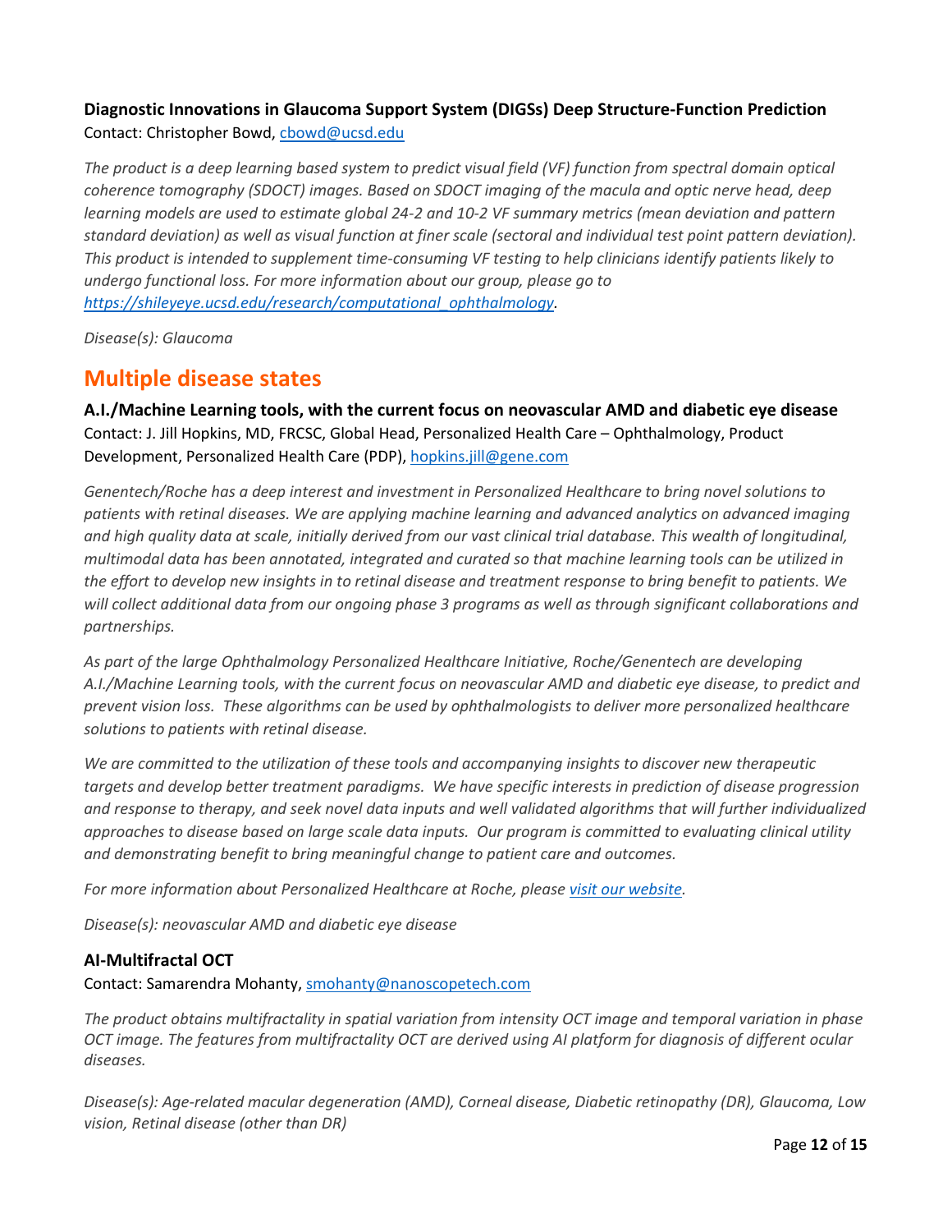### Diagnostic Innovations in Glaucoma Support System (DIGSs) Deep Structure-Function Prediction

Contact: Christopher Bowd, cbowd@ucsd.edu

*The product is a deep learning based system to predict visual field (VF) function from spectral domain optical coherence tomography (SDOCT) images. Based on SDOCT imaging of the macula and optic nerve head, deep learning models are used to estimate global 24-2 and 10-2 VF summary metrics (mean deviation and pattern standard deviation) as well as visual function at finer scale (sectoral and individual test point pattern deviation). This product is intended to supplement time-consuming VF testing to help clinicians identify patients likely to undergo functional loss. For more information about our group, please go to https://shileyeye.ucsd.edu/research/computational_ophthalmology.*

*Disease(s): Glaucoma*

## Multiple disease states

### A.I./Machine Learning tools, with the current focus on neovascular AMD and diabetic eye disease

Contact: J. Jill Hopkins, MD, FRCSC, Global Head, Personalized Health Care – Ophthalmology, Product Development, Personalized Health Care (PDP), hopkins.jill@gene.com

*Genentech/Roche has a deep interest and investment in Personalized Healthcare to bring novel solutions to patients with retinal diseases. We are applying machine learning and advanced analytics on advanced imaging and high quality data at scale, initially derived from our vast clinical trial database. This wealth of longitudinal, multimodal data has been annotated, integrated and curated so that machine learning tools can be utilized in the effort to develop new insights in to retinal disease and treatment response to bring benefit to patients. We will collect additional data from our ongoing phase 3 programs as well as through significant collaborations and partnerships.*

*As part of the large Ophthalmology Personalized Healthcare Initiative, Roche/Genentech are developing A.I./Machine Learning tools, with the current focus on neovascular AMD and diabetic eye disease, to predict and prevent vision loss. These algorithms can be used by ophthalmologists to deliver more personalized healthcare solutions to patients with retinal disease.*

*We are committed to the utilization of these tools and accompanying insights to discover new therapeutic targets and develop better treatment paradigms. We have specific interests in prediction of disease progression and response to therapy, and seek novel data inputs and well validated algorithms that will further individualized approaches to disease based on large scale data inputs. Our program is committed to evaluating clinical utility and demonstrating benefit to bring meaningful change to patient care and outcomes.*

*For more information about Personalized Healthcare at Roche, please visit our website.*

*Disease(s): neovascular AMD and diabetic eye disease*

### AI-Multifractal OCT

Contact: Samarendra Mohanty, smohanty@nanoscopetech.com

*The product obtains multifractality in spatial variation from intensity OCT image and temporal variation in phase OCT image. The features from multifractality OCT are derived using AI platform for diagnosis of different ocular diseases.*

*Disease(s): Age-related macular degeneration (AMD), Corneal disease, Diabetic retinopathy (DR), Glaucoma, Low vision, Retinal disease (other than DR)*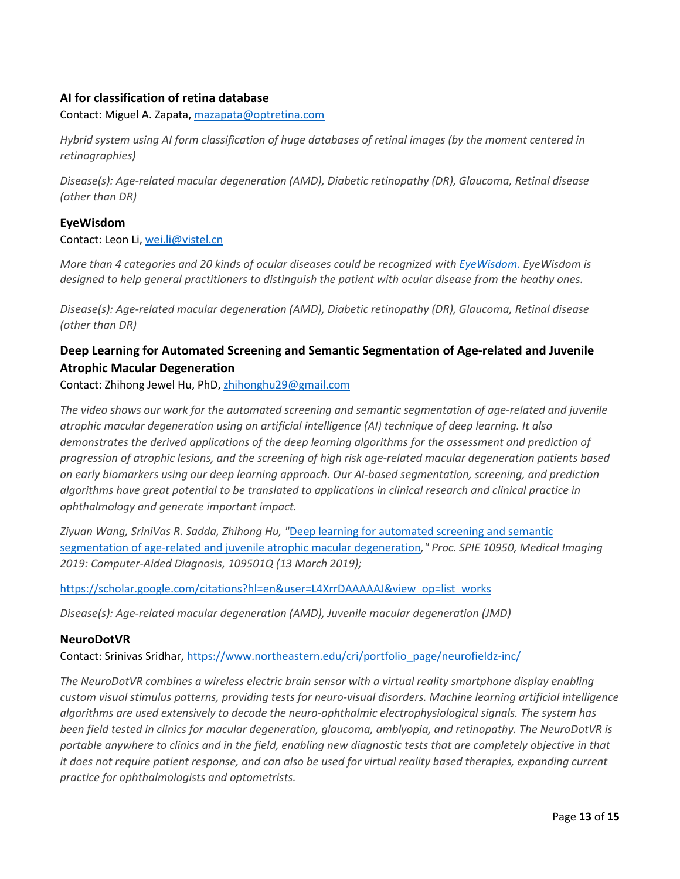### AI for classification of retina database

Contact: Miguel A. Zapata, [mazapata@optretina.com](mailto:mazapata@optretina.com)

*Hybrid system using AI form classification of huge databases of retinal images (by the moment centered in retinographies)*

*Disease(s): Age-related macular degeneration (AMD), Diabetic retinopathy (DR), Glaucoma, Retinal disease (other than DR)*

### EyeWisdom

Contact: Leon Li, [wei.li@vistel.cn](mailto:wei.li@vistel.cn)

*More than 4 categories and 20 kinds of ocular diseases could be recognized with [EyeWisdom.](#) EyeWisdom is designed to help general practitioners to distinguish the patient with ocular disease from the heathy ones.*

*Disease(s): Age-related macular degeneration (AMD), Diabetic retinopathy (DR), Glaucoma, Retinal disease (other than DR)*

### Deep Learning for Automated Screening and Semantic Segmentation of Age-related and Juvenile Atrophic Macular Degeneration

Contact: Zhihong Jewel Hu, PhD, [zhihonghu29@gmail.com](mailto:zhihonghu29@gmail.com)

*The video shows our work for the automated screening and semantic segmentation of age-related and juvenile atrophic macular degeneration using an artificial intelligence (AI) technique of deep learning. It also demonstrates the derived applications of the deep learning algorithms for the assessment and prediction of progression of atrophic lesions, and the screening of high risk age-related macular degeneration patients based on early biomarkers using our deep learning approach. Our AI-based segmentation, screening, and prediction algorithms have great potential to be translated to applications in clinical research and clinical practice in ophthalmology and generate important impact.*

*Ziyuan Wang, SriniVas R. Sadda, Zhihong Hu, "[Deep learning for automated screening and semantic segmentation of age-related and juvenile atrophic macular degeneration](#)," Proc. SPIE 10950, Medical Imaging 2019: Computer-Aided Diagnosis, 109501Q (13 March 2019);*

[https://scholar.google.com/citations?hl=en&user=L4XrrDAAAAAJ&view_op=list_works](https://scholar.google.com/citations?hl=en&user=L4XrrDAAAAAJ&view_op=list_works)

*Disease(s): Age-related macular degeneration (AMD), Juvenile macular degeneration (JMD)*

### NeuroDotVR

Contact: Srinivas Sridhar, [https://www.northeastern.edu/cri/portfolio_page/neurofieldz-inc/](https://www.northeastern.edu/cri/portfolio_page/neurofieldz-inc/)

*The NeuroDotVR combines a wireless electric brain sensor with a virtual reality smartphone display enabling custom visual stimulus patterns, providing tests for neuro-visual disorders. Machine learning artificial intelligence algorithms are used extensively to decode the neuro-ophthalmic electrophysiological signals. The system has been field tested in clinics for macular degeneration, glaucoma, amblyopia, and retinopathy. The NeuroDotVR is portable anywhere to clinics and in the field, enabling new diagnostic tests that are completely objective in that it does not require patient response, and can also be used for virtual reality based therapies, expanding current practice for ophthalmologists and optometrists.*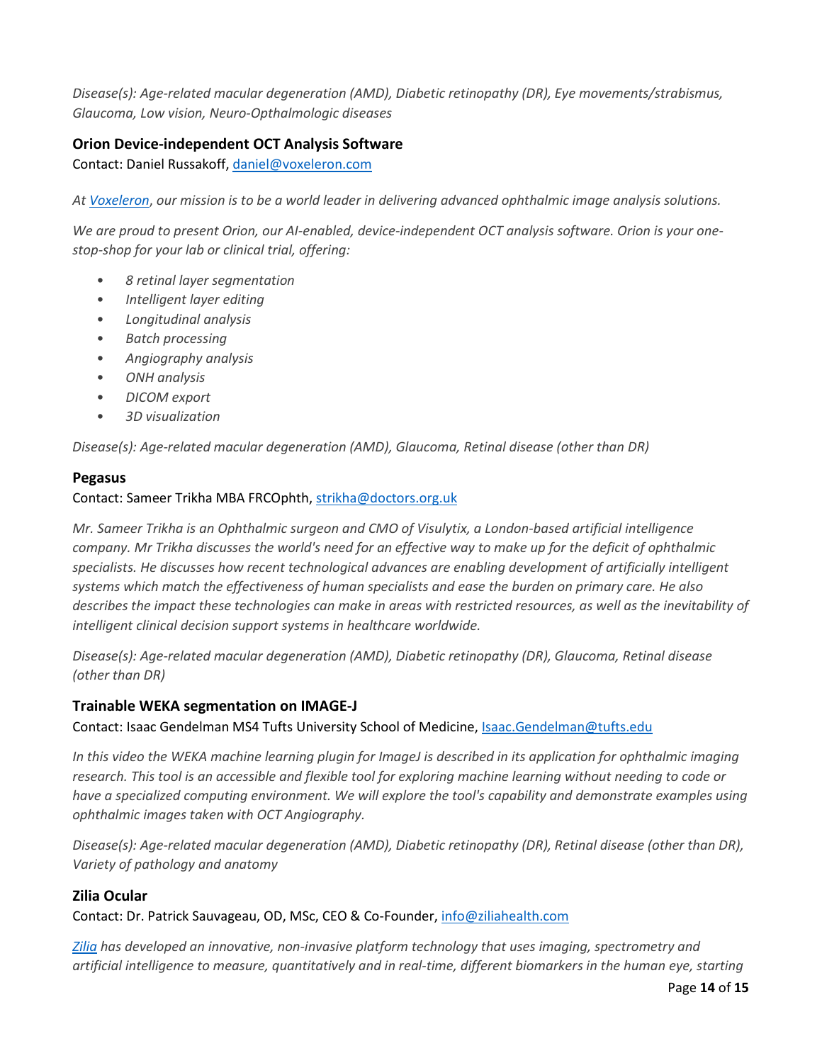*Disease(s): Age-related macular degeneration (AMD), Diabetic retinopathy (DR), Eye movements/strabismus, Glaucoma, Low vision, Neuro-Opthalmologic diseases*

### Orion Device-independent OCT Analysis Software

Contact: Daniel Russakoff, daniel@voxeleron.com

*At Voxeleron, our mission is to be a world leader in delivering advanced ophthalmic image analysis solutions.*

*We are proud to present Orion, our AI-enabled, device-independent OCT analysis software. Orion is your one-stop-shop for your lab or clinical trial, offering:*

- *8 retinal layer segmentation*
- *Intelligent layer editing*
- *Longitudinal analysis*
- *Batch processing*
- *Angiography analysis*
- *ONH analysis*
- *DICOM export*
- *3D visualization*

*Disease(s): Age-related macular degeneration (AMD), Glaucoma, Retinal disease (other than DR)*

### Pegasus

Contact: Sameer Trikha MBA FRCOphth, strikha@doctors.org.uk

*Mr. Sameer Trikha is an Ophthalmic surgeon and CMO of Visulytix, a London-based artificial intelligence company. Mr Trikha discusses the world's need for an effective way to make up for the deficit of ophthalmic specialists. He discusses how recent technological advances are enabling development of artificially intelligent systems which match the effectiveness of human specialists and ease the burden on primary care. He also describes the impact these technologies can make in areas with restricted resources, as well as the inevitability of intelligent clinical decision support systems in healthcare worldwide.*

*Disease(s): Age-related macular degeneration (AMD), Diabetic retinopathy (DR), Glaucoma, Retinal disease (other than DR)*

### Trainable WEKA segmentation on IMAGE-J

Contact: Isaac Gendelman MS4 Tufts University School of Medicine, Isaac.Gendelman@tufts.edu

*In this video the WEKA machine learning plugin for ImageJ is described in its application for ophthalmic imaging research. This tool is an accessible and flexible tool for exploring machine learning without needing to code or have a specialized computing environment. We will explore the tool's capability and demonstrate examples using ophthalmic images taken with OCT Angiography.*

*Disease(s): Age-related macular degeneration (AMD), Diabetic retinopathy (DR), Retinal disease (other than DR), Variety of pathology and anatomy*

### Zilia Ocular

Contact: Dr. Patrick Sauvageau, OD, MSc, CEO & Co-Founder, info@ziliahealth.com

*Zilia has developed an innovative, non-invasive platform technology that uses imaging, spectrometry and artificial intelligence to measure, quantitatively and in real-time, different biomarkers in the human eye, starting*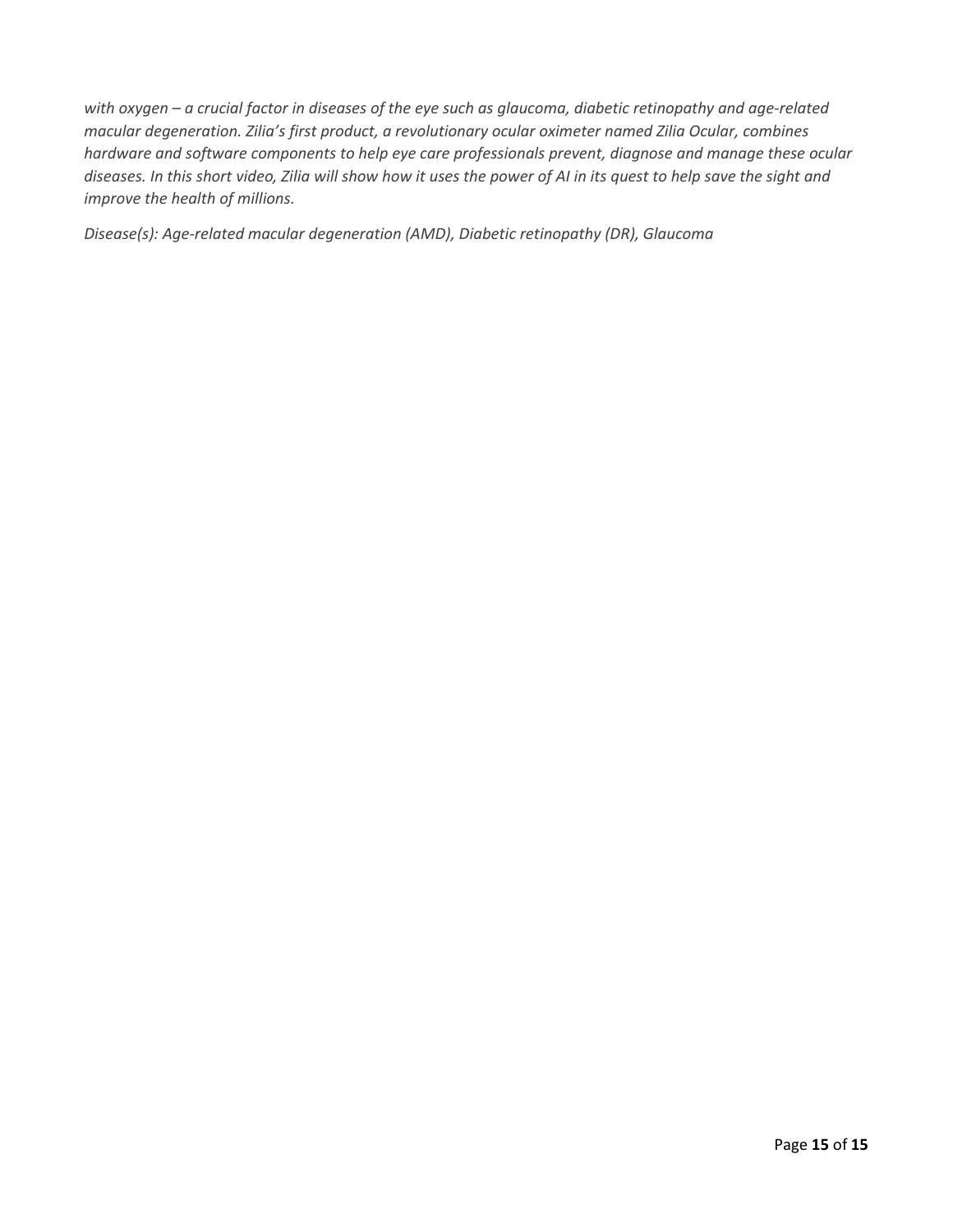*with oxygen – a crucial factor in diseases of the eye such as glaucoma, diabetic retinopathy and age-related macular degeneration. Zilia's first product, a revolutionary ocular oximeter named Zilia Ocular, combines hardware and software components to help eye care professionals prevent, diagnose and manage these ocular diseases. In this short video, Zilia will show how it uses the power of AI in its quest to help save the sight and improve the health of millions.*

*Disease(s): Age-related macular degeneration (AMD), Diabetic retinopathy (DR), Glaucoma*